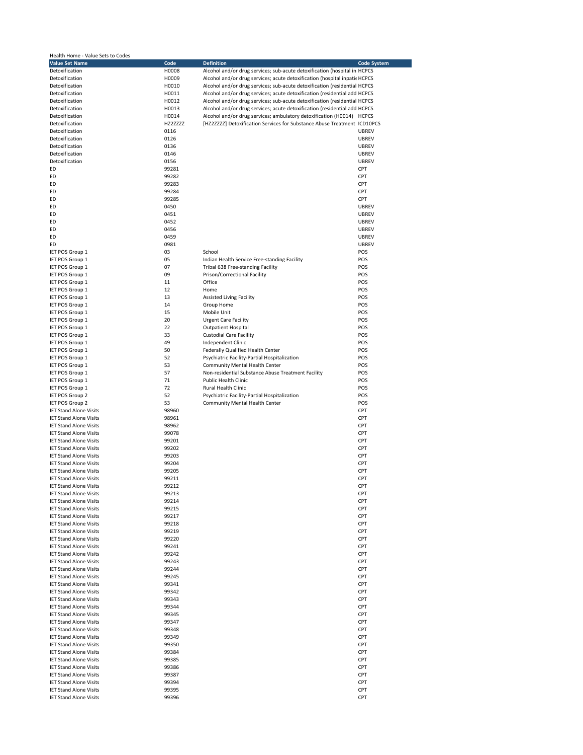Health Home - Value Sets to Codes

| Value Set Name | Code | Definition | Code System |
|---|---|---|---|
| Detoxification | H0008 | Alcohol and/or drug services; sub-acute detoxification (hospital in | HCPCS |
| Detoxification | H0009 | Alcohol and/or drug services; acute detoxification (hospital inpatie | HCPCS |
| Detoxification | H0010 | Alcohol and/or drug services; sub-acute detoxification (residential | HCPCS |
| Detoxification | H0011 | Alcohol and/or drug services; acute detoxification (residential add | HCPCS |
| Detoxification | H0012 | Alcohol and/or drug services; sub-acute detoxification (residential | HCPCS |
| Detoxification | H0013 | Alcohol and/or drug services; acute detoxification (residential add | HCPCS |
| Detoxification | H0014 | Alcohol and/or drug services; ambulatory detoxification (H0014) | HCPCS |
| Detoxification | HZ2ZZZZ | [HZ2ZZZZ] Detoxification Services for Substance Abuse Treatment | ICD10PCS |
| Detoxification | 0116 | | UBREV |
| Detoxification | 0126 | | UBREV |
| Detoxification | 0136 | | UBREV |
| Detoxification | 0146 | | UBREV |
| Detoxification | 0156 | | UBREV |
| ED | 99281 | | CPT |
| ED | 99282 | | CPT |
| ED | 99283 | | CPT |
| ED | 99284 | | CPT |
| ED | 99285 | | CPT |
| ED | 0450 | | UBREV |
| ED | 0451 | | UBREV |
| ED | 0452 | | UBREV |
| ED | 0456 | | UBREV |
| ED | 0459 | | UBREV |
| ED | 0981 | | UBREV |
| IET POS Group 1 | 03 | School | POS |
| IET POS Group 1 | 05 | Indian Health Service Free-standing Facility | POS |
| IET POS Group 1 | 07 | Tribal 638 Free-standing Facility | POS |
| IET POS Group 1 | 09 | Prison/Correctional Facility | POS |
| IET POS Group 1 | 11 | Office | POS |
| IET POS Group 1 | 12 | Home | POS |
| IET POS Group 1 | 13 | Assisted Living Facility | POS |
| IET POS Group 1 | 14 | Group Home | POS |
| IET POS Group 1 | 15 | Mobile Unit | POS |
| IET POS Group 1 | 20 | Urgent Care Facility | POS |
| IET POS Group 1 | 22 | Outpatient Hospital | POS |
| IET POS Group 1 | 33 | Custodial Care Facility | POS |
| IET POS Group 1 | 49 | Independent Clinic | POS |
| IET POS Group 1 | 50 | Federally Qualified Health Center | POS |
| IET POS Group 1 | 52 | Psychiatric Facility-Partial Hospitalization | POS |
| IET POS Group 1 | 53 | Community Mental Health Center | POS |
| IET POS Group 1 | 57 | Non-residential Substance Abuse Treatment Facility | POS |
| IET POS Group 1 | 71 | Public Health Clinic | POS |
| IET POS Group 1 | 72 | Rural Health Clinic | POS |
| IET POS Group 2 | 52 | Psychiatric Facility-Partial Hospitalization | POS |
| IET POS Group 2 | 53 | Community Mental Health Center | POS |
| IET Stand Alone Visits | 98960 | | CPT |
| IET Stand Alone Visits | 98961 | | CPT |
| IET Stand Alone Visits | 98962 | | CPT |
| IET Stand Alone Visits | 99078 | | CPT |
| IET Stand Alone Visits | 99201 | | CPT |
| IET Stand Alone Visits | 99202 | | CPT |
| IET Stand Alone Visits | 99203 | | CPT |
| IET Stand Alone Visits | 99204 | | CPT |
| IET Stand Alone Visits | 99205 | | CPT |
| IET Stand Alone Visits | 99211 | | CPT |
| IET Stand Alone Visits | 99212 | | CPT |
| IET Stand Alone Visits | 99213 | | CPT |
| IET Stand Alone Visits | 99214 | | CPT |
| IET Stand Alone Visits | 99215 | | CPT |
| IET Stand Alone Visits | 99217 | | CPT |
| IET Stand Alone Visits | 99218 | | CPT |
| IET Stand Alone Visits | 99219 | | CPT |
| IET Stand Alone Visits | 99220 | | CPT |
| IET Stand Alone Visits | 99241 | | CPT |
| IET Stand Alone Visits | 99242 | | CPT |
| IET Stand Alone Visits | 99243 | | CPT |
| IET Stand Alone Visits | 99244 | | CPT |
| IET Stand Alone Visits | 99245 | | CPT |
| IET Stand Alone Visits | 99341 | | CPT |
| IET Stand Alone Visits | 99342 | | CPT |
| IET Stand Alone Visits | 99343 | | CPT |
| IET Stand Alone Visits | 99344 | | CPT |
| IET Stand Alone Visits | 99345 | | CPT |
| IET Stand Alone Visits | 99347 | | CPT |
| IET Stand Alone Visits | 99348 | | CPT |
| IET Stand Alone Visits | 99349 | | CPT |
| IET Stand Alone Visits | 99350 | | CPT |
| IET Stand Alone Visits | 99384 | | CPT |
| IET Stand Alone Visits | 99385 | | CPT |
| IET Stand Alone Visits | 99386 | | CPT |
| IET Stand Alone Visits | 99387 | | CPT |
| IET Stand Alone Visits | 99394 | | CPT |
| IET Stand Alone Visits | 99395 | | CPT |
| IET Stand Alone Visits | 99396 | | CPT |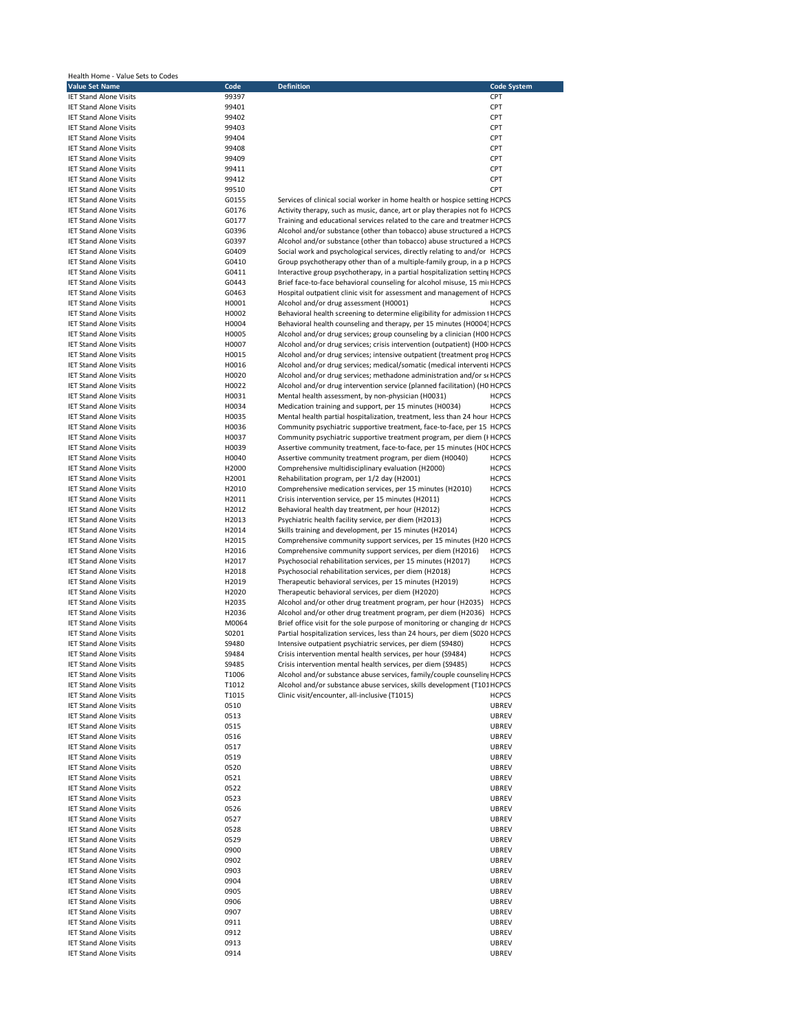Health Home - Value Sets to Codes

| Value Set Name | Code | Definition | Code System |
|---|---|---|---|
| IET Stand Alone Visits | 99397 | | CPT |
| IET Stand Alone Visits | 99401 | | CPT |
| IET Stand Alone Visits | 99402 | | CPT |
| IET Stand Alone Visits | 99403 | | CPT |
| IET Stand Alone Visits | 99404 | | CPT |
| IET Stand Alone Visits | 99408 | | CPT |
| IET Stand Alone Visits | 99409 | | CPT |
| IET Stand Alone Visits | 99411 | | CPT |
| IET Stand Alone Visits | 99412 | | CPT |
| IET Stand Alone Visits | 99510 | | CPT |
| IET Stand Alone Visits | G0155 | Services of clinical social worker in home health or hospice setting | HCPCS |
| IET Stand Alone Visits | G0176 | Activity therapy, such as music, dance, art or play therapies not fo | HCPCS |
| IET Stand Alone Visits | G0177 | Training and educational services related to the care and treatmer | HCPCS |
| IET Stand Alone Visits | G0396 | Alcohol and/or substance (other than tobacco) abuse structured a | HCPCS |
| IET Stand Alone Visits | G0397 | Alcohol and/or substance (other than tobacco) abuse structured a | HCPCS |
| IET Stand Alone Visits | G0409 | Social work and psychological services, directly relating to and/or | HCPCS |
| IET Stand Alone Visits | G0410 | Group psychotherapy other than of a multiple-family group, in a p | HCPCS |
| IET Stand Alone Visits | G0411 | Interactive group psychotherapy, in a partial hospitalization setting | HCPCS |
| IET Stand Alone Visits | G0443 | Brief face-to-face behavioral counseling for alcohol misuse, 15 mi | HCPCS |
| IET Stand Alone Visits | G0463 | Hospital outpatient clinic visit for assessment and management of | HCPCS |
| IET Stand Alone Visits | H0001 | Alcohol and/or drug assessment (H0001) | HCPCS |
| IET Stand Alone Visits | H0002 | Behavioral health screening to determine eligibility for admission t | HCPCS |
| IET Stand Alone Visits | H0004 | Behavioral health counseling and therapy, per 15 minutes (H0004) | HCPCS |
| IET Stand Alone Visits | H0005 | Alcohol and/or drug services; group counseling by a clinician (H00 | HCPCS |
| IET Stand Alone Visits | H0007 | Alcohol and/or drug services; crisis intervention (outpatient) (H00 | HCPCS |
| IET Stand Alone Visits | H0015 | Alcohol and/or drug services; intensive outpatient (treatment prog | HCPCS |
| IET Stand Alone Visits | H0016 | Alcohol and/or drug services; medical/somatic (medical interventi | HCPCS |
| IET Stand Alone Visits | H0020 | Alcohol and/or drug services; methadone administration and/or se | HCPCS |
| IET Stand Alone Visits | H0022 | Alcohol and/or drug intervention service (planned facilitation) (H0 | HCPCS |
| IET Stand Alone Visits | H0031 | Mental health assessment, by non-physician (H0031) | HCPCS |
| IET Stand Alone Visits | H0034 | Medication training and support, per 15 minutes (H0034) | HCPCS |
| IET Stand Alone Visits | H0035 | Mental health partial hospitalization, treatment, less than 24 hour | HCPCS |
| IET Stand Alone Visits | H0036 | Community psychiatric supportive treatment, face-to-face, per 15 | HCPCS |
| IET Stand Alone Visits | H0037 | Community psychiatric supportive treatment program, per diem (H | HCPCS |
| IET Stand Alone Visits | H0039 | Assertive community treatment, face-to-face, per 15 minutes (H0C | HCPCS |
| IET Stand Alone Visits | H0040 | Assertive community treatment program, per diem (H0040) | HCPCS |
| IET Stand Alone Visits | H2000 | Comprehensive multidisciplinary evaluation (H2000) | HCPCS |
| IET Stand Alone Visits | H2001 | Rehabilitation program, per 1/2 day (H2001) | HCPCS |
| IET Stand Alone Visits | H2010 | Comprehensive medication services, per 15 minutes (H2010) | HCPCS |
| IET Stand Alone Visits | H2011 | Crisis intervention service, per 15 minutes (H2011) | HCPCS |
| IET Stand Alone Visits | H2012 | Behavioral health day treatment, per hour (H2012) | HCPCS |
| IET Stand Alone Visits | H2013 | Psychiatric health facility service, per diem (H2013) | HCPCS |
| IET Stand Alone Visits | H2014 | Skills training and development, per 15 minutes (H2014) | HCPCS |
| IET Stand Alone Visits | H2015 | Comprehensive community support services, per 15 minutes (H20 | HCPCS |
| IET Stand Alone Visits | H2016 | Comprehensive community support services, per diem (H2016) | HCPCS |
| IET Stand Alone Visits | H2017 | Psychosocial rehabilitation services, per 15 minutes (H2017) | HCPCS |
| IET Stand Alone Visits | H2018 | Psychosocial rehabilitation services, per diem (H2018) | HCPCS |
| IET Stand Alone Visits | H2019 | Therapeutic behavioral services, per 15 minutes (H2019) | HCPCS |
| IET Stand Alone Visits | H2020 | Therapeutic behavioral services, per diem (H2020) | HCPCS |
| IET Stand Alone Visits | H2035 | Alcohol and/or other drug treatment program, per hour (H2035) | HCPCS |
| IET Stand Alone Visits | H2036 | Alcohol and/or other drug treatment program, per diem (H2036) | HCPCS |
| IET Stand Alone Visits | M0064 | Brief office visit for the sole purpose of monitoring or changing dr | HCPCS |
| IET Stand Alone Visits | S0201 | Partial hospitalization services, less than 24 hours, per diem (S020 | HCPCS |
| IET Stand Alone Visits | S9480 | Intensive outpatient psychiatric services, per diem (S9480) | HCPCS |
| IET Stand Alone Visits | S9484 | Crisis intervention mental health services, per hour (S9484) | HCPCS |
| IET Stand Alone Visits | S9485 | Crisis intervention mental health services, per diem (S9485) | HCPCS |
| IET Stand Alone Visits | T1006 | Alcohol and/or substance abuse services, family/couple counseling | HCPCS |
| IET Stand Alone Visits | T1012 | Alcohol and/or substance abuse services, skills development (T101 | HCPCS |
| IET Stand Alone Visits | T1015 | Clinic visit/encounter, all-inclusive (T1015) | HCPCS |
| IET Stand Alone Visits | 0510 | | UBREV |
| IET Stand Alone Visits | 0513 | | UBREV |
| IET Stand Alone Visits | 0515 | | UBREV |
| IET Stand Alone Visits | 0516 | | UBREV |
| IET Stand Alone Visits | 0517 | | UBREV |
| IET Stand Alone Visits | 0519 | | UBREV |
| IET Stand Alone Visits | 0520 | | UBREV |
| IET Stand Alone Visits | 0521 | | UBREV |
| IET Stand Alone Visits | 0522 | | UBREV |
| IET Stand Alone Visits | 0523 | | UBREV |
| IET Stand Alone Visits | 0526 | | UBREV |
| IET Stand Alone Visits | 0527 | | UBREV |
| IET Stand Alone Visits | 0528 | | UBREV |
| IET Stand Alone Visits | 0529 | | UBREV |
| IET Stand Alone Visits | 0900 | | UBREV |
| IET Stand Alone Visits | 0902 | | UBREV |
| IET Stand Alone Visits | 0903 | | UBREV |
| IET Stand Alone Visits | 0904 | | UBREV |
| IET Stand Alone Visits | 0905 | | UBREV |
| IET Stand Alone Visits | 0906 | | UBREV |
| IET Stand Alone Visits | 0907 | | UBREV |
| IET Stand Alone Visits | 0911 | | UBREV |
| IET Stand Alone Visits | 0912 | | UBREV |
| IET Stand Alone Visits | 0913 | | UBREV |
| IET Stand Alone Visits | 0914 | | UBREV |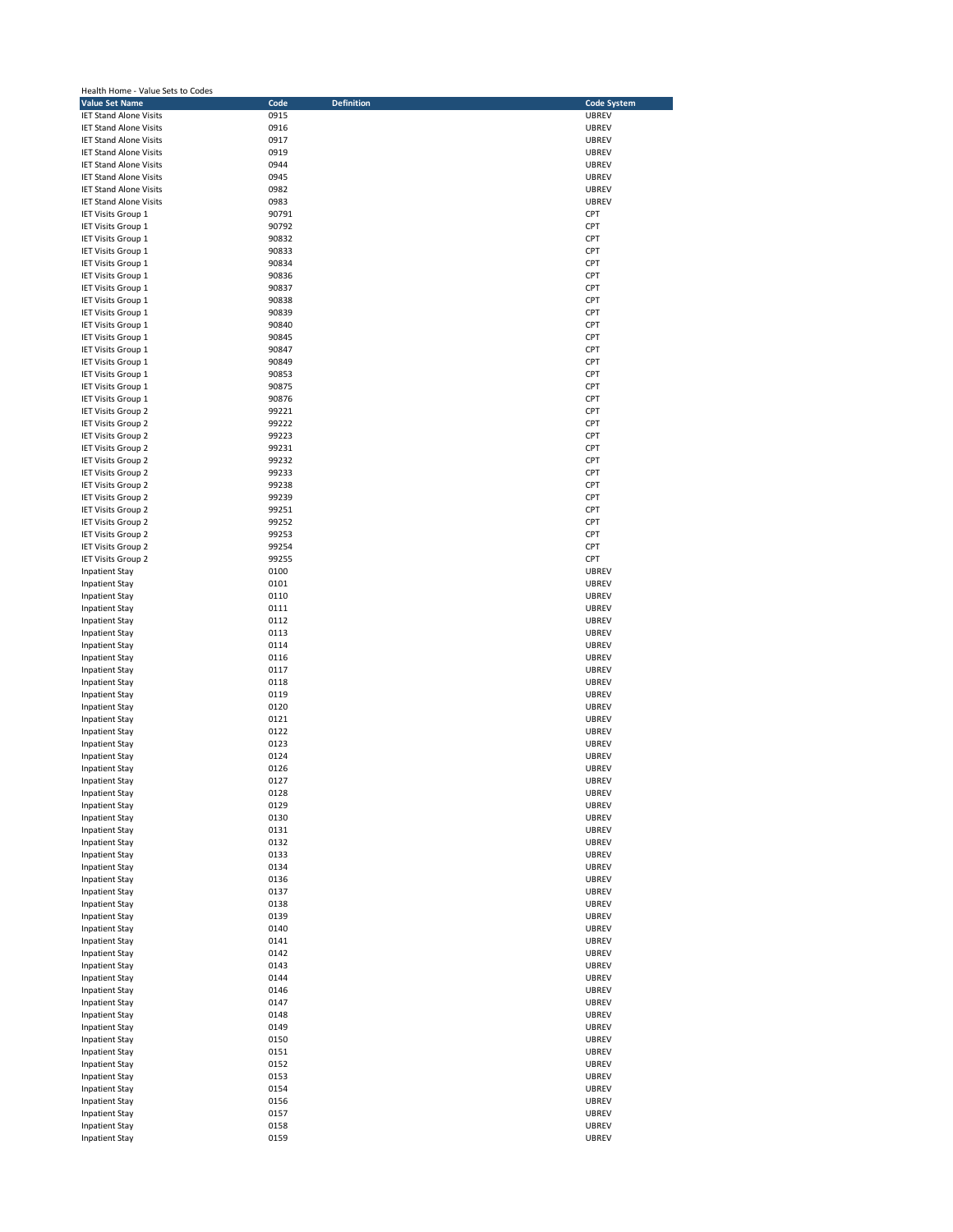Health Home - Value Sets to Codes

| Value Set Name | Code | Definition | Code System |
|---|---|---|---|
| IET Stand Alone Visits | 0915 | | UBREV |
| IET Stand Alone Visits | 0916 | | UBREV |
| IET Stand Alone Visits | 0917 | | UBREV |
| IET Stand Alone Visits | 0919 | | UBREV |
| IET Stand Alone Visits | 0944 | | UBREV |
| IET Stand Alone Visits | 0945 | | UBREV |
| IET Stand Alone Visits | 0982 | | UBREV |
| IET Stand Alone Visits | 0983 | | UBREV |
| IET Visits Group 1 | 90791 | | CPT |
| IET Visits Group 1 | 90792 | | CPT |
| IET Visits Group 1 | 90832 | | CPT |
| IET Visits Group 1 | 90833 | | CPT |
| IET Visits Group 1 | 90834 | | CPT |
| IET Visits Group 1 | 90836 | | CPT |
| IET Visits Group 1 | 90837 | | CPT |
| IET Visits Group 1 | 90838 | | CPT |
| IET Visits Group 1 | 90839 | | CPT |
| IET Visits Group 1 | 90840 | | CPT |
| IET Visits Group 1 | 90845 | | CPT |
| IET Visits Group 1 | 90847 | | CPT |
| IET Visits Group 1 | 90849 | | CPT |
| IET Visits Group 1 | 90853 | | CPT |
| IET Visits Group 1 | 90875 | | CPT |
| IET Visits Group 1 | 90876 | | CPT |
| IET Visits Group 2 | 99221 | | CPT |
| IET Visits Group 2 | 99222 | | CPT |
| IET Visits Group 2 | 99223 | | CPT |
| IET Visits Group 2 | 99231 | | CPT |
| IET Visits Group 2 | 99232 | | CPT |
| IET Visits Group 2 | 99233 | | CPT |
| IET Visits Group 2 | 99238 | | CPT |
| IET Visits Group 2 | 99239 | | CPT |
| IET Visits Group 2 | 99251 | | CPT |
| IET Visits Group 2 | 99252 | | CPT |
| IET Visits Group 2 | 99253 | | CPT |
| IET Visits Group 2 | 99254 | | CPT |
| IET Visits Group 2 | 99255 | | CPT |
| Inpatient Stay | 0100 | | UBREV |
| Inpatient Stay | 0101 | | UBREV |
| Inpatient Stay | 0110 | | UBREV |
| Inpatient Stay | 0111 | | UBREV |
| Inpatient Stay | 0112 | | UBREV |
| Inpatient Stay | 0113 | | UBREV |
| Inpatient Stay | 0114 | | UBREV |
| Inpatient Stay | 0116 | | UBREV |
| Inpatient Stay | 0117 | | UBREV |
| Inpatient Stay | 0118 | | UBREV |
| Inpatient Stay | 0119 | | UBREV |
| Inpatient Stay | 0120 | | UBREV |
| Inpatient Stay | 0121 | | UBREV |
| Inpatient Stay | 0122 | | UBREV |
| Inpatient Stay | 0123 | | UBREV |
| Inpatient Stay | 0124 | | UBREV |
| Inpatient Stay | 0126 | | UBREV |
| Inpatient Stay | 0127 | | UBREV |
| Inpatient Stay | 0128 | | UBREV |
| Inpatient Stay | 0129 | | UBREV |
| Inpatient Stay | 0130 | | UBREV |
| Inpatient Stay | 0131 | | UBREV |
| Inpatient Stay | 0132 | | UBREV |
| Inpatient Stay | 0133 | | UBREV |
| Inpatient Stay | 0134 | | UBREV |
| Inpatient Stay | 0136 | | UBREV |
| Inpatient Stay | 0137 | | UBREV |
| Inpatient Stay | 0138 | | UBREV |
| Inpatient Stay | 0139 | | UBREV |
| Inpatient Stay | 0140 | | UBREV |
| Inpatient Stay | 0141 | | UBREV |
| Inpatient Stay | 0142 | | UBREV |
| Inpatient Stay | 0143 | | UBREV |
| Inpatient Stay | 0144 | | UBREV |
| Inpatient Stay | 0146 | | UBREV |
| Inpatient Stay | 0147 | | UBREV |
| Inpatient Stay | 0148 | | UBREV |
| Inpatient Stay | 0149 | | UBREV |
| Inpatient Stay | 0150 | | UBREV |
| Inpatient Stay | 0151 | | UBREV |
| Inpatient Stay | 0152 | | UBREV |
| Inpatient Stay | 0153 | | UBREV |
| Inpatient Stay | 0154 | | UBREV |
| Inpatient Stay | 0156 | | UBREV |
| Inpatient Stay | 0157 | | UBREV |
| Inpatient Stay | 0158 | | UBREV |
| Inpatient Stay | 0159 | | UBREV |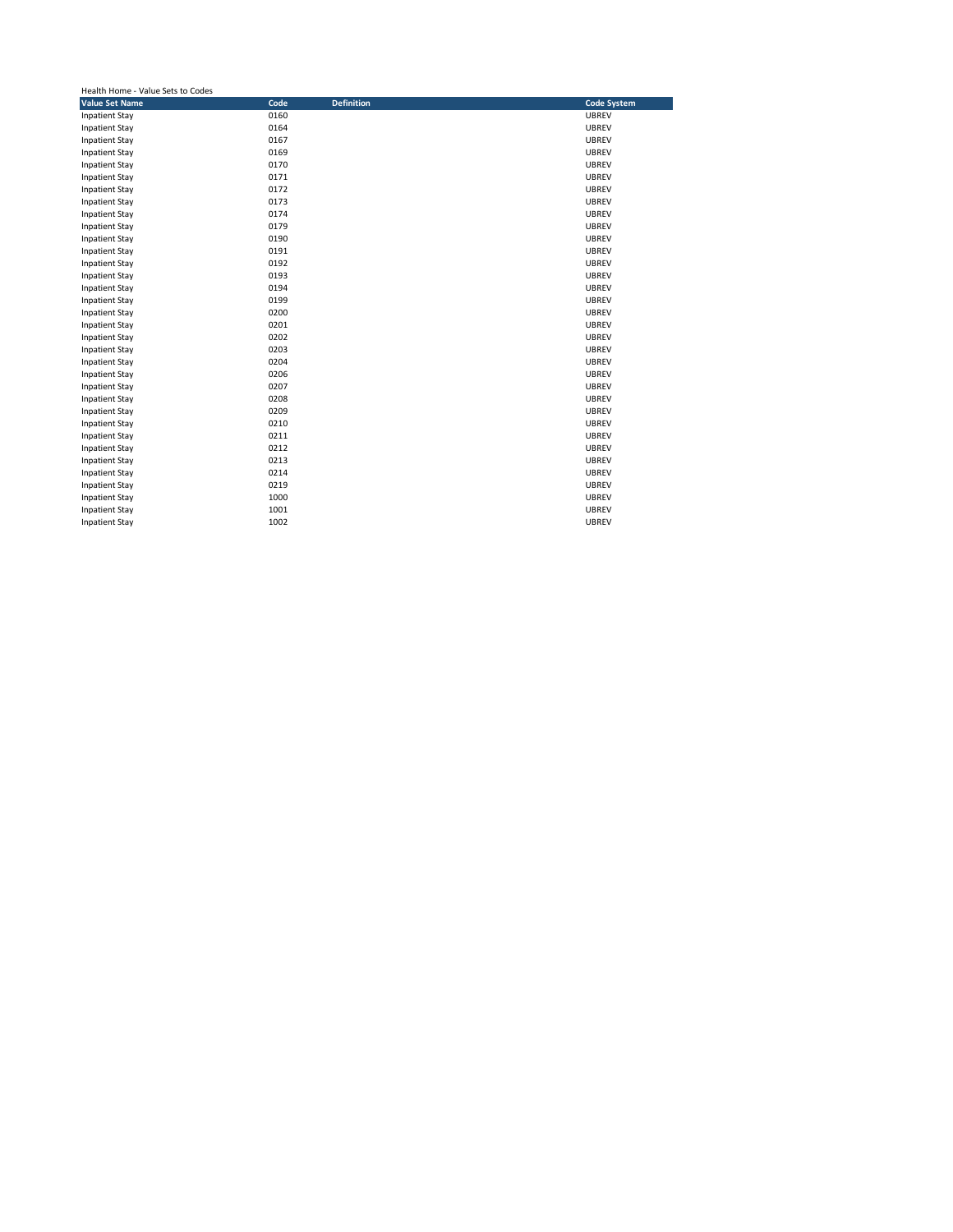Health Home - Value Sets to Codes

| Value Set Name | Code | Definition | Code System |
|---|---|---|---|
| Inpatient Stay | 0160 | | UBREV |
| Inpatient Stay | 0164 | | UBREV |
| Inpatient Stay | 0167 | | UBREV |
| Inpatient Stay | 0169 | | UBREV |
| Inpatient Stay | 0170 | | UBREV |
| Inpatient Stay | 0171 | | UBREV |
| Inpatient Stay | 0172 | | UBREV |
| Inpatient Stay | 0173 | | UBREV |
| Inpatient Stay | 0174 | | UBREV |
| Inpatient Stay | 0179 | | UBREV |
| Inpatient Stay | 0190 | | UBREV |
| Inpatient Stay | 0191 | | UBREV |
| Inpatient Stay | 0192 | | UBREV |
| Inpatient Stay | 0193 | | UBREV |
| Inpatient Stay | 0194 | | UBREV |
| Inpatient Stay | 0199 | | UBREV |
| Inpatient Stay | 0200 | | UBREV |
| Inpatient Stay | 0201 | | UBREV |
| Inpatient Stay | 0202 | | UBREV |
| Inpatient Stay | 0203 | | UBREV |
| Inpatient Stay | 0204 | | UBREV |
| Inpatient Stay | 0206 | | UBREV |
| Inpatient Stay | 0207 | | UBREV |
| Inpatient Stay | 0208 | | UBREV |
| Inpatient Stay | 0209 | | UBREV |
| Inpatient Stay | 0210 | | UBREV |
| Inpatient Stay | 0211 | | UBREV |
| Inpatient Stay | 0212 | | UBREV |
| Inpatient Stay | 0213 | | UBREV |
| Inpatient Stay | 0214 | | UBREV |
| Inpatient Stay | 0219 | | UBREV |
| Inpatient Stay | 1000 | | UBREV |
| Inpatient Stay | 1001 | | UBREV |
| Inpatient Stay | 1002 | | UBREV |